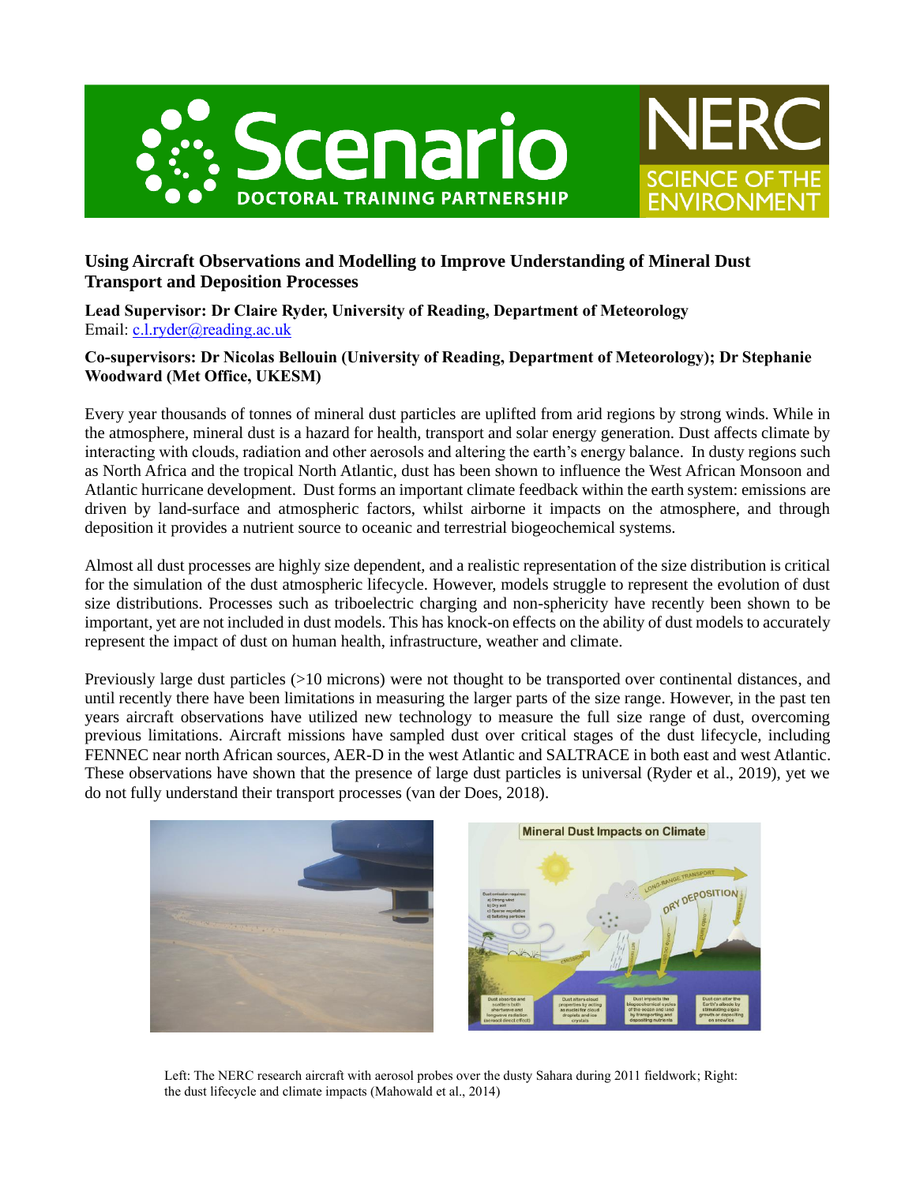# Using Aircraft Observations and Modelling to Improve Understanding of Mineral Dust Transport and Deposition Processes

**Lead Supervisor: Dr Claire Ryder, University of Reading, Department of Meteorology**
Email: c.l.ryder@reading.ac.uk

**Co-supervisors: Dr Nicolas Bellouin (University of Reading, Department of Meteorology); Dr Stephanie Woodward (Met Office, UKESM)**

Every year thousands of tonnes of mineral dust particles are uplifted from arid regions by strong winds. While in the atmosphere, mineral dust is a hazard for health, transport and solar energy generation. Dust affects climate by interacting with clouds, radiation and other aerosols and altering the earth's energy balance. In dusty regions such as North Africa and the tropical North Atlantic, dust has been shown to influence the West African Monsoon and Atlantic hurricane development. Dust forms an important climate feedback within the earth system: emissions are driven by land-surface and atmospheric factors, whilst airborne it impacts on the atmosphere, and through deposition it provides a nutrient source to oceanic and terrestrial biogeochemical systems.

Almost all dust processes are highly size dependent, and a realistic representation of the size distribution is critical for the simulation of the dust atmospheric lifecycle. However, models struggle to represent the evolution of dust size distributions. Processes such as triboelectric charging and non-sphericity have recently been shown to be important, yet are not included in dust models. This has knock-on effects on the ability of dust models to accurately represent the impact of dust on human health, infrastructure, weather and climate.

Previously large dust particles (>10 microns) were not thought to be transported over continental distances, and until recently there have been limitations in measuring the larger parts of the size range. However, in the past ten years aircraft observations have utilized new technology to measure the full size range of dust, overcoming previous limitations. Aircraft missions have sampled dust over critical stages of the dust lifecycle, including FENNEC near north African sources, AER-D in the west Atlantic and SALTRACE in both east and west Atlantic. These observations have shown that the presence of large dust particles is universal (Ryder et al., 2019), yet we do not fully understand their transport processes (van der Does, 2018).

Left: The NERC research aircraft with aerosol probes over the dusty Sahara during 2011 fieldwork; Right: the dust lifecycle and climate impacts (Mahowald et al., 2014)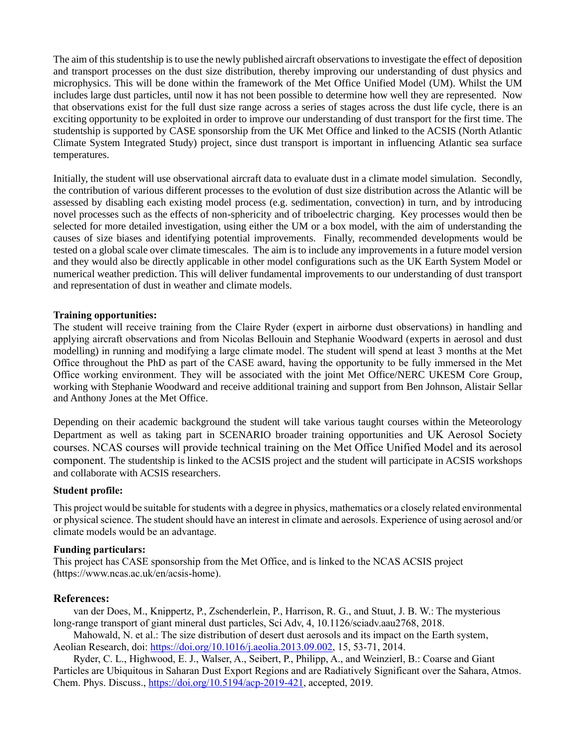The aim of this studentship is to use the newly published aircraft observations to investigate the effect of deposition and transport processes on the dust size distribution, thereby improving our understanding of dust physics and microphysics. This will be done within the framework of the Met Office Unified Model (UM). Whilst the UM includes large dust particles, until now it has not been possible to determine how well they are represented. Now that observations exist for the full dust size range across a series of stages across the dust life cycle, there is an exciting opportunity to be exploited in order to improve our understanding of dust transport for the first time. The studentship is supported by CASE sponsorship from the UK Met Office and linked to the ACSIS (North Atlantic Climate System Integrated Study) project, since dust transport is important in influencing Atlantic sea surface temperatures.

Initially, the student will use observational aircraft data to evaluate dust in a climate model simulation. Secondly, the contribution of various different processes to the evolution of dust size distribution across the Atlantic will be assessed by disabling each existing model process (e.g. sedimentation, convection) in turn, and by introducing novel processes such as the effects of non-sphericity and of triboelectric charging. Key processes would then be selected for more detailed investigation, using either the UM or a box model, with the aim of understanding the causes of size biases and identifying potential improvements. Finally, recommended developments would be tested on a global scale over climate timescales. The aim is to include any improvements in a future model version and they would also be directly applicable in other model configurations such as the UK Earth System Model or numerical weather prediction. This will deliver fundamental improvements to our understanding of dust transport and representation of dust in weather and climate models.

**Training opportunities:**

The student will receive training from the Claire Ryder (expert in airborne dust observations) in handling and applying aircraft observations and from Nicolas Bellouin and Stephanie Woodward (experts in aerosol and dust modelling) in running and modifying a large climate model. The student will spend at least 3 months at the Met Office throughout the PhD as part of the CASE award, having the opportunity to be fully immersed in the Met Office working environment. They will be associated with the joint Met Office/NERC UKESM Core Group, working with Stephanie Woodward and receive additional training and support from Ben Johnson, Alistair Sellar and Anthony Jones at the Met Office.

Depending on their academic background the student will take various taught courses within the Meteorology Department as well as taking part in SCENARIO broader training opportunities and UK Aerosol Society courses. NCAS courses will provide technical training on the Met Office Unified Model and its aerosol component. The studentship is linked to the ACSIS project and the student will participate in ACSIS workshops and collaborate with ACSIS researchers.

**Student profile:**

This project would be suitable for students with a degree in physics, mathematics or a closely related environmental or physical science. The student should have an interest in climate and aerosols. Experience of using aerosol and/or climate models would be an advantage.

**Funding particulars:**

This project has CASE sponsorship from the Met Office, and is linked to the NCAS ACSIS project (https://www.ncas.ac.uk/en/acsis-home).

**References:**

van der Does, M., Knippertz, P., Zschenderlein, P., Harrison, R. G., and Stuut, J. B. W.: The mysterious long-range transport of giant mineral dust particles, Sci Adv, 4, 10.1126/sciadv.aau2768, 2018.

Mahowald, N. et al.: The size distribution of desert dust aerosols and its impact on the Earth system, Aeolian Research, doi: https://doi.org/10.1016/j.aeolia.2013.09.002, 15, 53-71, 2014.

Ryder, C. L., Highwood, E. J., Walser, A., Seibert, P., Philipp, A., and Weinzierl, B.: Coarse and Giant Particles are Ubiquitous in Saharan Dust Export Regions and are Radiatively Significant over the Sahara, Atmos. Chem. Phys. Discuss., https://doi.org/10.5194/acp-2019-421, accepted, 2019.